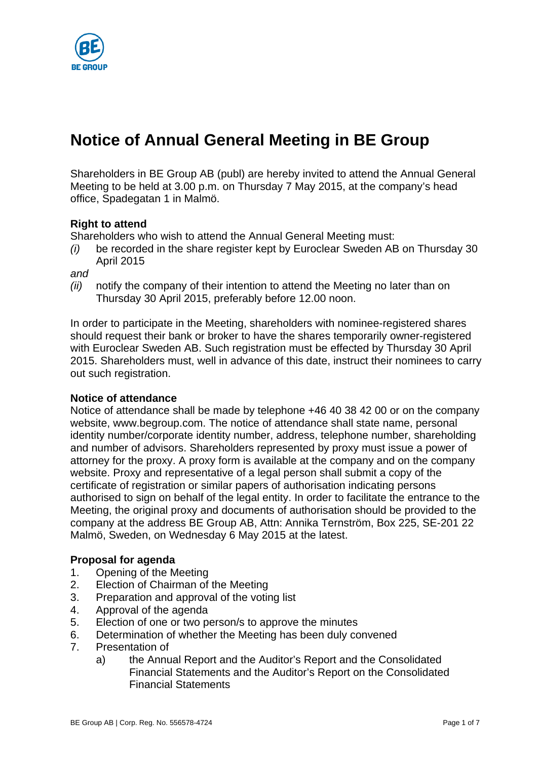# Notice of Annual General Meeting in BE Group

Shareholders in BE Group AB (publ) are hereby invited to attend the Annual General Meeting to be held at 3.00 p.m. on Thursday 7 May 2015, at the company's head office, Spadegatan 1 in Malmö.

**Right to attend**

Shareholders who wish to attend the Annual General Meeting must:

*(i)* be recorded in the share register kept by Euroclear Sweden AB on Thursday 30 April 2015

*and*

*(ii)* notify the company of their intention to attend the Meeting no later than on Thursday 30 April 2015, preferably before 12.00 noon.

In order to participate in the Meeting, shareholders with nominee-registered shares should request their bank or broker to have the shares temporarily owner-registered with Euroclear Sweden AB. Such registration must be effected by Thursday 30 April 2015. Shareholders must, well in advance of this date, instruct their nominees to carry out such registration.

**Notice of attendance**

Notice of attendance shall be made by telephone +46 40 38 42 00 or on the company website, www.begroup.com. The notice of attendance shall state name, personal identity number/corporate identity number, address, telephone number, shareholding and number of advisors. Shareholders represented by proxy must issue a power of attorney for the proxy. A proxy form is available at the company and on the company website. Proxy and representative of a legal person shall submit a copy of the certificate of registration or similar papers of authorisation indicating persons authorised to sign on behalf of the legal entity. In order to facilitate the entrance to the Meeting, the original proxy and documents of authorisation should be provided to the company at the address BE Group AB, Attn: Annika Ternström, Box 225, SE-201 22 Malmö, Sweden, on Wednesday 6 May 2015 at the latest.

**Proposal for agenda**

1. Opening of the Meeting
2. Election of Chairman of the Meeting
3. Preparation and approval of the voting list
4. Approval of the agenda
5. Election of one or two person/s to approve the minutes
6. Determination of whether the Meeting has been duly convened
7. Presentation of
   a) the Annual Report and the Auditor's Report and the Consolidated Financial Statements and the Auditor's Report on the Consolidated Financial Statements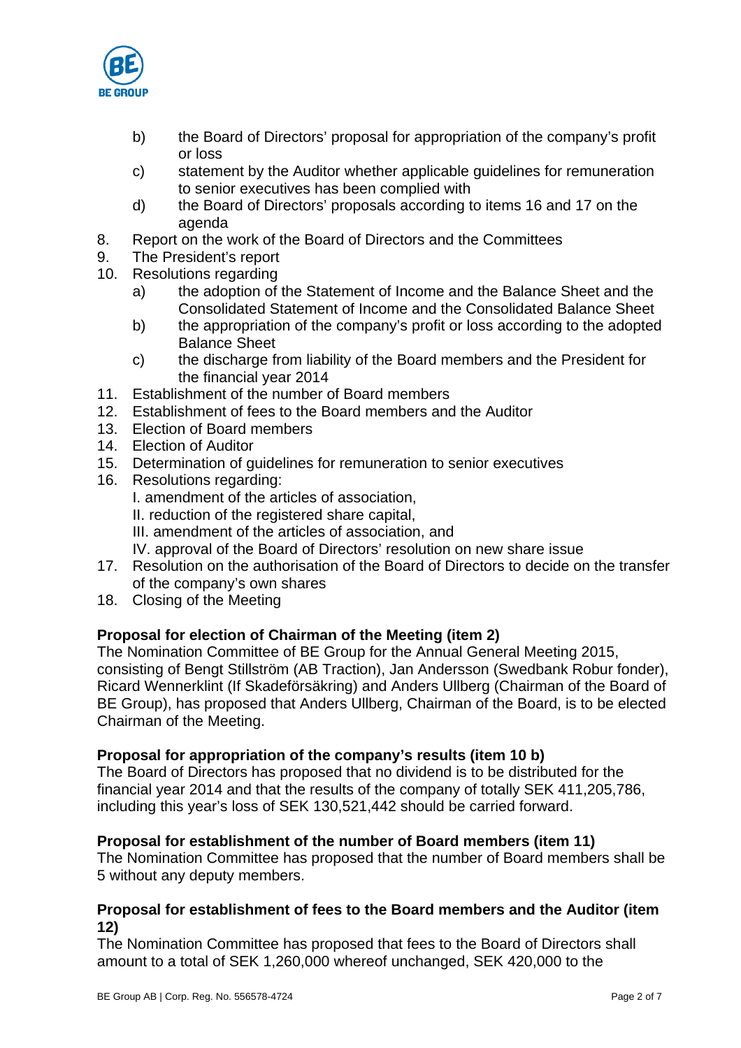b) the Board of Directors' proposal for appropriation of the company's profit or loss
   c) statement by the Auditor whether applicable guidelines for remuneration to senior executives has been complied with
   d) the Board of Directors' proposals according to items 16 and 17 on the agenda
8. Report on the work of the Board of Directors and the Committees
9. The President's report
10. Resolutions regarding
    a) the adoption of the Statement of Income and the Balance Sheet and the Consolidated Statement of Income and the Consolidated Balance Sheet
    b) the appropriation of the company's profit or loss according to the adopted Balance Sheet
    c) the discharge from liability of the Board members and the President for the financial year 2014
11. Establishment of the number of Board members
12. Establishment of fees to the Board members and the Auditor
13. Election of Board members
14. Election of Auditor
15. Determination of guidelines for remuneration to senior executives
16. Resolutions regarding:
    I. amendment of the articles of association,
    II. reduction of the registered share capital,
    III. amendment of the articles of association, and
    IV. approval of the Board of Directors' resolution on new share issue
17. Resolution on the authorisation of the Board of Directors to decide on the transfer of the company's own shares
18. Closing of the Meeting

**Proposal for election of Chairman of the Meeting (item 2)**
The Nomination Committee of BE Group for the Annual General Meeting 2015, consisting of Bengt Stillström (AB Traction), Jan Andersson (Swedbank Robur fonder), Ricard Wennerklint (If Skadeförsäkring) and Anders Ullberg (Chairman of the Board of BE Group), has proposed that Anders Ullberg, Chairman of the Board, is to be elected Chairman of the Meeting.

**Proposal for appropriation of the company's results (item 10 b)**
The Board of Directors has proposed that no dividend is to be distributed for the financial year 2014 and that the results of the company of totally SEK 411,205,786, including this year's loss of SEK 130,521,442 should be carried forward.

**Proposal for establishment of the number of Board members (item 11)**
The Nomination Committee has proposed that the number of Board members shall be 5 without any deputy members.

**Proposal for establishment of fees to the Board members and the Auditor (item 12)**
The Nomination Committee has proposed that fees to the Board of Directors shall amount to a total of SEK 1,260,000 whereof unchanged, SEK 420,000 to the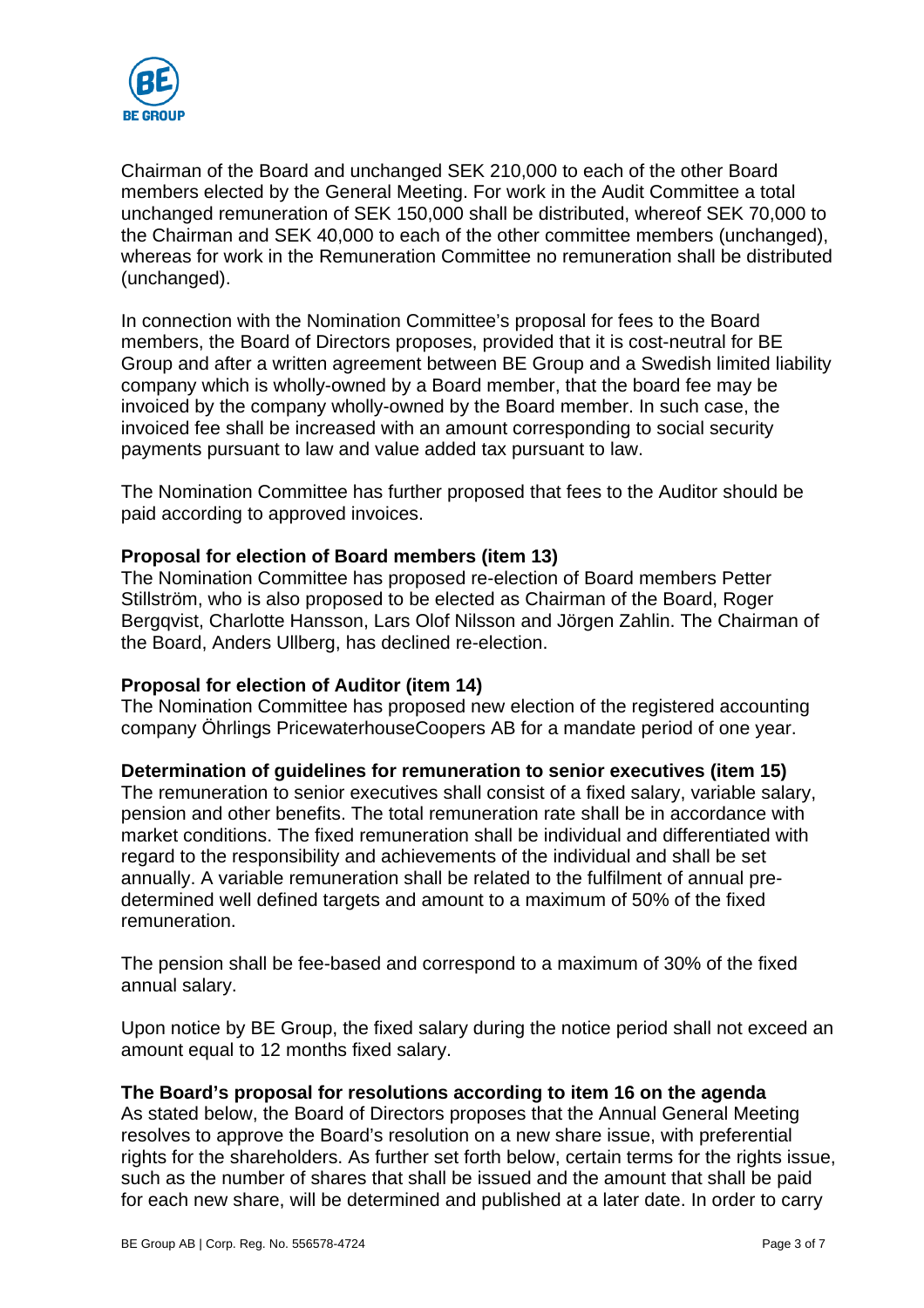Chairman of the Board and unchanged SEK 210,000 to each of the other Board members elected by the General Meeting. For work in the Audit Committee a total unchanged remuneration of SEK 150,000 shall be distributed, whereof SEK 70,000 to the Chairman and SEK 40,000 to each of the other committee members (unchanged), whereas for work in the Remuneration Committee no remuneration shall be distributed (unchanged).

In connection with the Nomination Committee's proposal for fees to the Board members, the Board of Directors proposes, provided that it is cost-neutral for BE Group and after a written agreement between BE Group and a Swedish limited liability company which is wholly-owned by a Board member, that the board fee may be invoiced by the company wholly-owned by the Board member. In such case, the invoiced fee shall be increased with an amount corresponding to social security payments pursuant to law and value added tax pursuant to law.

The Nomination Committee has further proposed that fees to the Auditor should be paid according to approved invoices.

**Proposal for election of Board members (item 13)**

The Nomination Committee has proposed re-election of Board members Petter Stillström, who is also proposed to be elected as Chairman of the Board, Roger Bergqvist, Charlotte Hansson, Lars Olof Nilsson and Jörgen Zahlin. The Chairman of the Board, Anders Ullberg, has declined re-election.

**Proposal for election of Auditor (item 14)**

The Nomination Committee has proposed new election of the registered accounting company Öhrlings PricewaterhouseCoopers AB for a mandate period of one year.

**Determination of guidelines for remuneration to senior executives (item 15)**

The remuneration to senior executives shall consist of a fixed salary, variable salary, pension and other benefits. The total remuneration rate shall be in accordance with market conditions. The fixed remuneration shall be individual and differentiated with regard to the responsibility and achievements of the individual and shall be set annually. A variable remuneration shall be related to the fulfilment of annual pre-determined well defined targets and amount to a maximum of 50% of the fixed remuneration.

The pension shall be fee-based and correspond to a maximum of 30% of the fixed annual salary.

Upon notice by BE Group, the fixed salary during the notice period shall not exceed an amount equal to 12 months fixed salary.

**The Board's proposal for resolutions according to item 16 on the agenda**

As stated below, the Board of Directors proposes that the Annual General Meeting resolves to approve the Board's resolution on a new share issue, with preferential rights for the shareholders. As further set forth below, certain terms for the rights issue, such as the number of shares that shall be issued and the amount that shall be paid for each new share, will be determined and published at a later date. In order to carry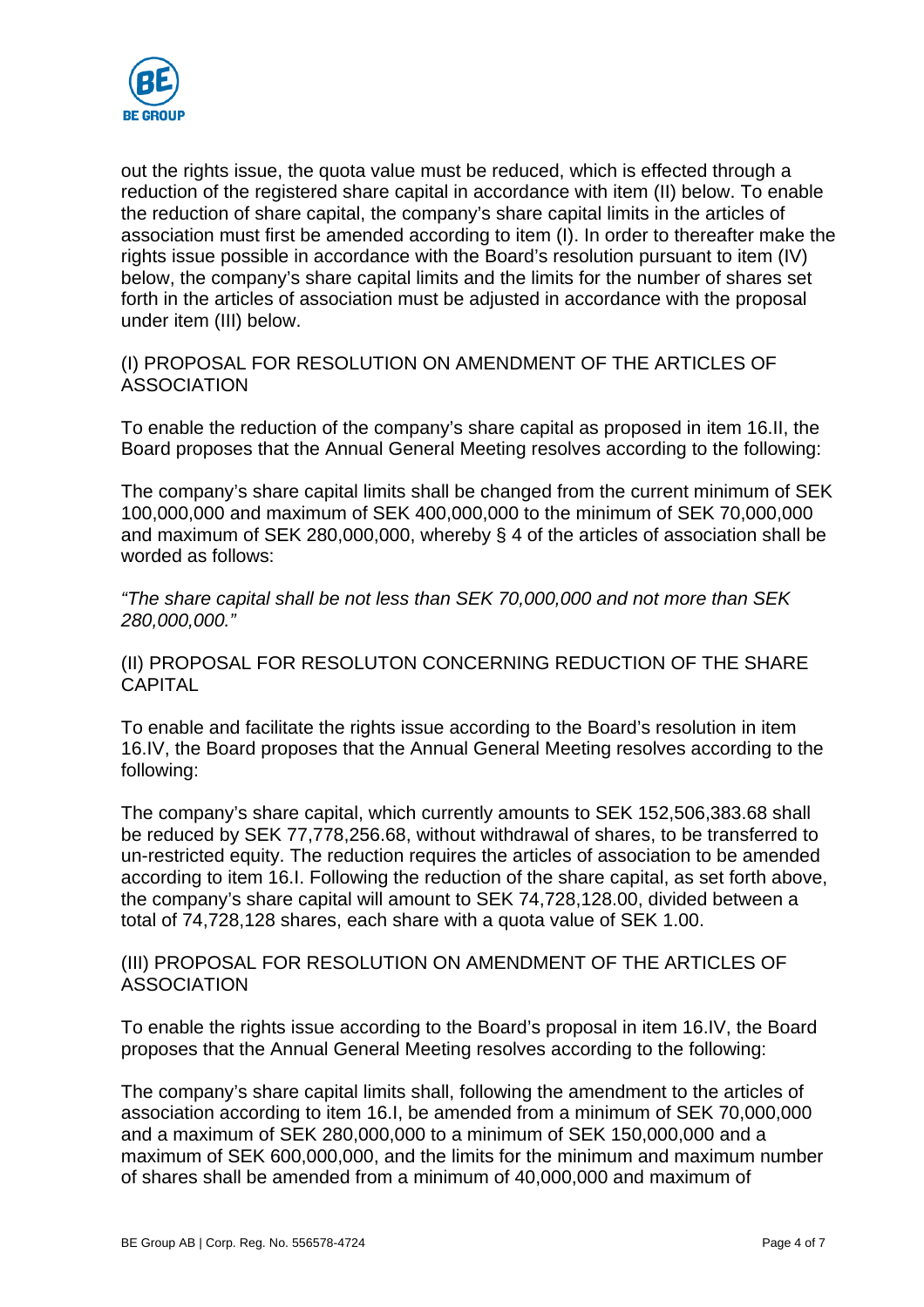out the rights issue, the quota value must be reduced, which is effected through a reduction of the registered share capital in accordance with item (II) below. To enable the reduction of share capital, the company's share capital limits in the articles of association must first be amended according to item (I). In order to thereafter make the rights issue possible in accordance with the Board's resolution pursuant to item (IV) below, the company's share capital limits and the limits for the number of shares set forth in the articles of association must be adjusted in accordance with the proposal under item (III) below.

## (I) PROPOSAL FOR RESOLUTION ON AMENDMENT OF THE ARTICLES OF ASSOCIATION

To enable the reduction of the company's share capital as proposed in item 16.II, the Board proposes that the Annual General Meeting resolves according to the following:

The company's share capital limits shall be changed from the current minimum of SEK 100,000,000 and maximum of SEK 400,000,000 to the minimum of SEK 70,000,000 and maximum of SEK 280,000,000, whereby § 4 of the articles of association shall be worded as follows:

*"The share capital shall be not less than SEK 70,000,000 and not more than SEK 280,000,000."*

## (II) PROPOSAL FOR RESOLUTON CONCERNING REDUCTION OF THE SHARE CAPITAL

To enable and facilitate the rights issue according to the Board's resolution in item 16.IV, the Board proposes that the Annual General Meeting resolves according to the following:

The company's share capital, which currently amounts to SEK 152,506,383.68 shall be reduced by SEK 77,778,256.68, without withdrawal of shares, to be transferred to un-restricted equity. The reduction requires the articles of association to be amended according to item 16.I. Following the reduction of the share capital, as set forth above, the company's share capital will amount to SEK 74,728,128.00, divided between a total of 74,728,128 shares, each share with a quota value of SEK 1.00.

## (III) PROPOSAL FOR RESOLUTION ON AMENDMENT OF THE ARTICLES OF ASSOCIATION

To enable the rights issue according to the Board's proposal in item 16.IV, the Board proposes that the Annual General Meeting resolves according to the following:

The company's share capital limits shall, following the amendment to the articles of association according to item 16.I, be amended from a minimum of SEK 70,000,000 and a maximum of SEK 280,000,000 to a minimum of SEK 150,000,000 and a maximum of SEK 600,000,000, and the limits for the minimum and maximum number of shares shall be amended from a minimum of 40,000,000 and maximum of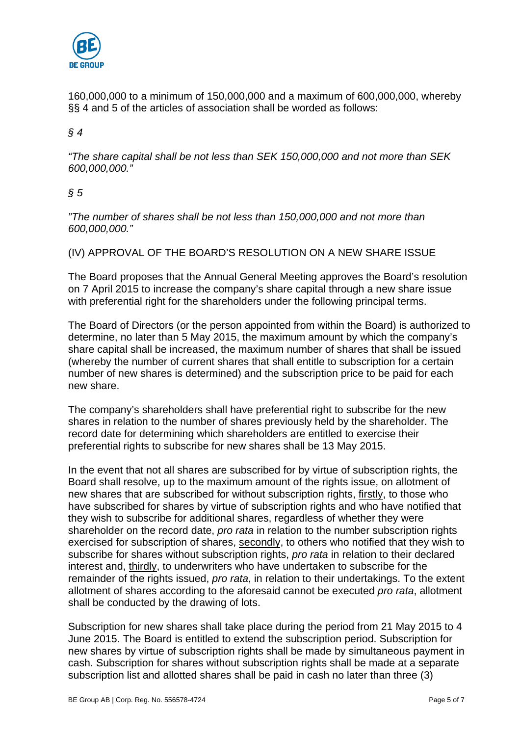160,000,000 to a minimum of 150,000,000 and a maximum of 600,000,000, whereby §§ 4 and 5 of the articles of association shall be worded as follows:

*§ 4*

*"The share capital shall be not less than SEK 150,000,000 and not more than SEK 600,000,000."*

*§ 5*

*"The number of shares shall be not less than 150,000,000 and not more than 600,000,000."*

(IV) APPROVAL OF THE BOARD'S RESOLUTION ON A NEW SHARE ISSUE

The Board proposes that the Annual General Meeting approves the Board's resolution on 7 April 2015 to increase the company's share capital through a new share issue with preferential right for the shareholders under the following principal terms.

The Board of Directors (or the person appointed from within the Board) is authorized to determine, no later than 5 May 2015, the maximum amount by which the company's share capital shall be increased, the maximum number of shares that shall be issued (whereby the number of current shares that shall entitle to subscription for a certain number of new shares is determined) and the subscription price to be paid for each new share.

The company's shareholders shall have preferential right to subscribe for the new shares in relation to the number of shares previously held by the shareholder. The record date for determining which shareholders are entitled to exercise their preferential rights to subscribe for new shares shall be 13 May 2015.

In the event that not all shares are subscribed for by virtue of subscription rights, the Board shall resolve, up to the maximum amount of the rights issue, on allotment of new shares that are subscribed for without subscription rights, firstly, to those who have subscribed for shares by virtue of subscription rights and who have notified that they wish to subscribe for additional shares, regardless of whether they were shareholder on the record date, *pro rata* in relation to the number subscription rights exercised for subscription of shares, secondly, to others who notified that they wish to subscribe for shares without subscription rights, *pro rata* in relation to their declared interest and, thirdly, to underwriters who have undertaken to subscribe for the remainder of the rights issued, *pro rata*, in relation to their undertakings. To the extent allotment of shares according to the aforesaid cannot be executed *pro rata*, allotment shall be conducted by the drawing of lots.

Subscription for new shares shall take place during the period from 21 May 2015 to 4 June 2015. The Board is entitled to extend the subscription period. Subscription for new shares by virtue of subscription rights shall be made by simultaneous payment in cash. Subscription for shares without subscription rights shall be made at a separate subscription list and allotted shares shall be paid in cash no later than three (3)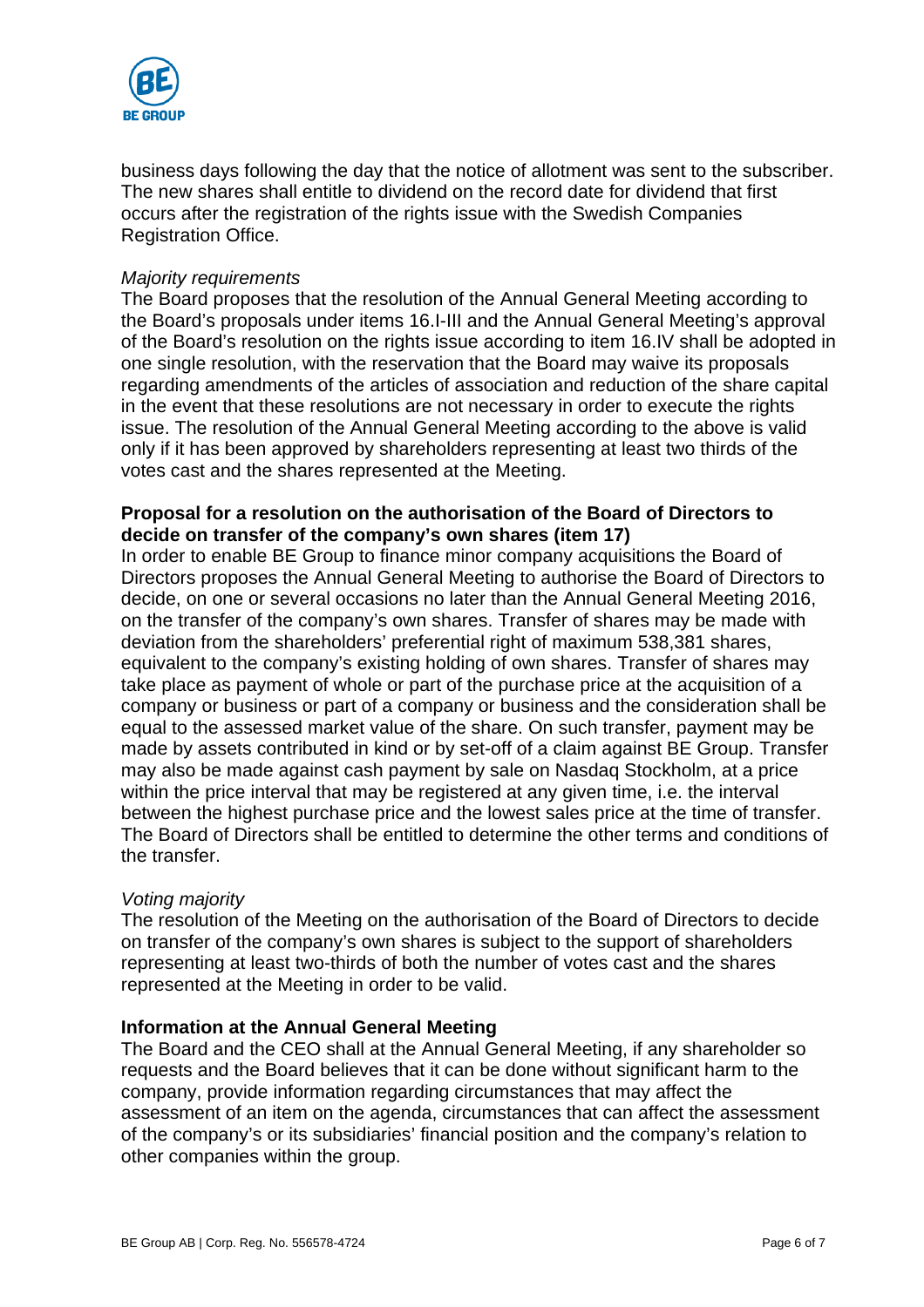business days following the day that the notice of allotment was sent to the subscriber. The new shares shall entitle to dividend on the record date for dividend that first occurs after the registration of the rights issue with the Swedish Companies Registration Office.

*Majority requirements*

The Board proposes that the resolution of the Annual General Meeting according to the Board's proposals under items 16.I-III and the Annual General Meeting's approval of the Board's resolution on the rights issue according to item 16.IV shall be adopted in one single resolution, with the reservation that the Board may waive its proposals regarding amendments of the articles of association and reduction of the share capital in the event that these resolutions are not necessary in order to execute the rights issue. The resolution of the Annual General Meeting according to the above is valid only if it has been approved by shareholders representing at least two thirds of the votes cast and the shares represented at the Meeting.

**Proposal for a resolution on the authorisation of the Board of Directors to decide on transfer of the company's own shares (item 17)**

In order to enable BE Group to finance minor company acquisitions the Board of Directors proposes the Annual General Meeting to authorise the Board of Directors to decide, on one or several occasions no later than the Annual General Meeting 2016, on the transfer of the company's own shares. Transfer of shares may be made with deviation from the shareholders' preferential right of maximum 538,381 shares, equivalent to the company's existing holding of own shares. Transfer of shares may take place as payment of whole or part of the purchase price at the acquisition of a company or business or part of a company or business and the consideration shall be equal to the assessed market value of the share. On such transfer, payment may be made by assets contributed in kind or by set-off of a claim against BE Group. Transfer may also be made against cash payment by sale on Nasdaq Stockholm, at a price within the price interval that may be registered at any given time, i.e. the interval between the highest purchase price and the lowest sales price at the time of transfer. The Board of Directors shall be entitled to determine the other terms and conditions of the transfer.

*Voting majority*

The resolution of the Meeting on the authorisation of the Board of Directors to decide on transfer of the company's own shares is subject to the support of shareholders representing at least two-thirds of both the number of votes cast and the shares represented at the Meeting in order to be valid.

**Information at the Annual General Meeting**

The Board and the CEO shall at the Annual General Meeting, if any shareholder so requests and the Board believes that it can be done without significant harm to the company, provide information regarding circumstances that may affect the assessment of an item on the agenda, circumstances that can affect the assessment of the company's or its subsidiaries' financial position and the company's relation to other companies within the group.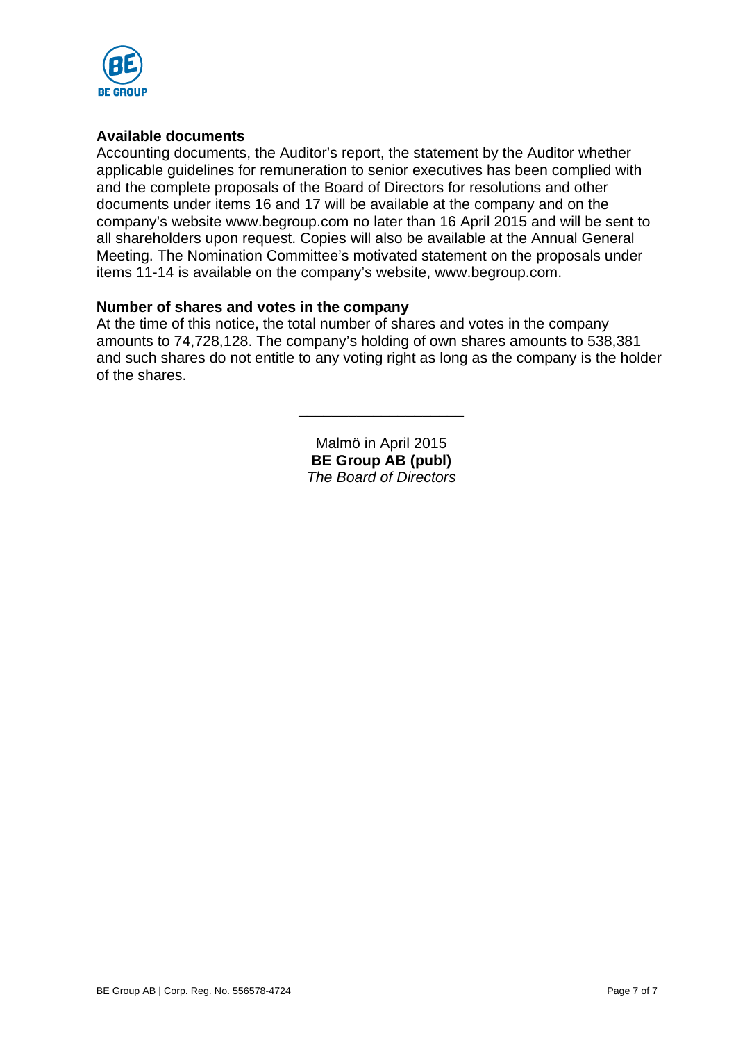**Available documents**

Accounting documents, the Auditor's report, the statement by the Auditor whether applicable guidelines for remuneration to senior executives has been complied with and the complete proposals of the Board of Directors for resolutions and other documents under items 16 and 17 will be available at the company and on the company's website www.begroup.com no later than 16 April 2015 and will be sent to all shareholders upon request. Copies will also be available at the Annual General Meeting. The Nomination Committee's motivated statement on the proposals under items 11-14 is available on the company's website, www.begroup.com.

**Number of shares and votes in the company**

At the time of this notice, the total number of shares and votes in the company amounts to 74,728,128. The company's holding of own shares amounts to 538,381 and such shares do not entitle to any voting right as long as the company is the holder of the shares.

---

Malmö in April 2015
**BE Group AB (publ)**
*The Board of Directors*